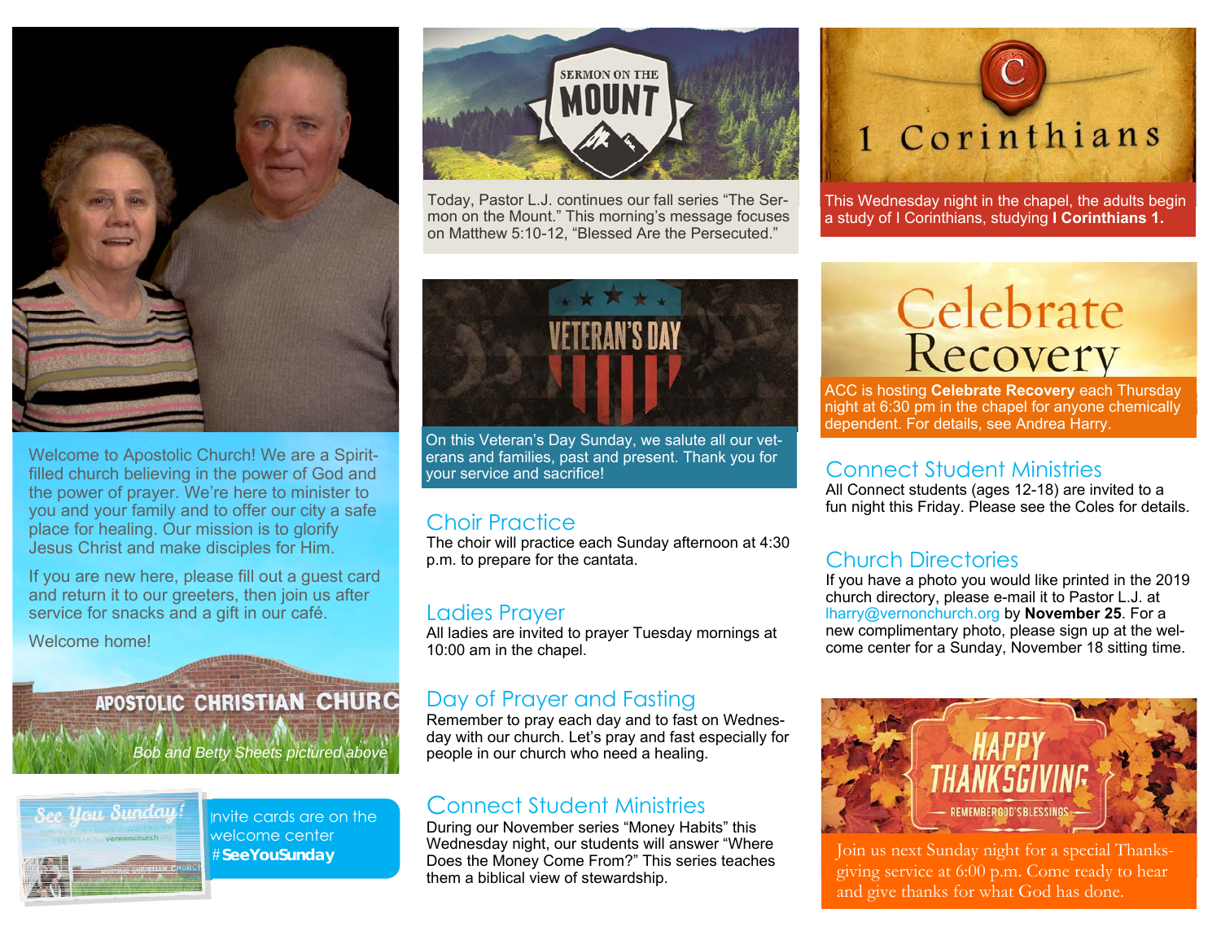Welcome to Apostolic Church! We are a Spirit-filled church believing in the power of God and the power of prayer. We're here to minister to you and your family and to offer our city a safe place for healing. Our mission is to glorify Jesus Christ and make disciples for Him.

If you are new here, please fill out a guest card and return it to our greeters, then join us after service for snacks and a gift in our café.

Welcome home!

APOSTOLIC CHRISTIAN CHURC

*Bob and Betty Sheets pictured above*

Invite cards are on the welcome center #**SeeYouSunday**

SERMON ON THE MOUNT

Today, Pastor L.J. continues our fall series "The Sermon on the Mount." This morning's message focuses on Matthew 5:10-12, "Blessed Are the Persecuted."

VETERAN'S DAY

On this Veteran's Day Sunday, we salute all our veterans and families, past and present. Thank you for your service and sacrifice!

## Choir Practice

The choir will practice each Sunday afternoon at 4:30 p.m. to prepare for the cantata.

## Ladies Prayer

All ladies are invited to prayer Tuesday mornings at 10:00 am in the chapel.

## Day of Prayer and Fasting

Remember to pray each day and to fast on Wednesday with our church. Let's pray and fast especially for people in our church who need a healing.

## Connect Student Ministries

During our November series "Money Habits" this Wednesday night, our students will answer "Where Does the Money Come From?" This series teaches them a biblical view of stewardship.

1 Corinthians

This Wednesday night in the chapel, the adults begin a study of I Corinthians, studying **I Corinthians 1.**

Celebrate Recovery

ACC is hosting **Celebrate Recovery** each Thursday night at 6:30 pm in the chapel for anyone chemically dependent. For details, see Andrea Harry.

## Connect Student Ministries

All Connect students (ages 12-18) are invited to a fun night this Friday. Please see the Coles for details.

## Church Directories

If you have a photo you would like printed in the 2019 church directory, please e-mail it to Pastor L.J. at lharry@vernonchurch.org by **November 25**. For a new complimentary photo, please sign up at the welcome center for a Sunday, November 18 sitting time.

HAPPY THANKSGIVING

REMEMBER GOD'S BLESSINGS

Join us next Sunday night for a special Thanksgiving service at 6:00 p.m. Come ready to hear and give thanks for what God has done.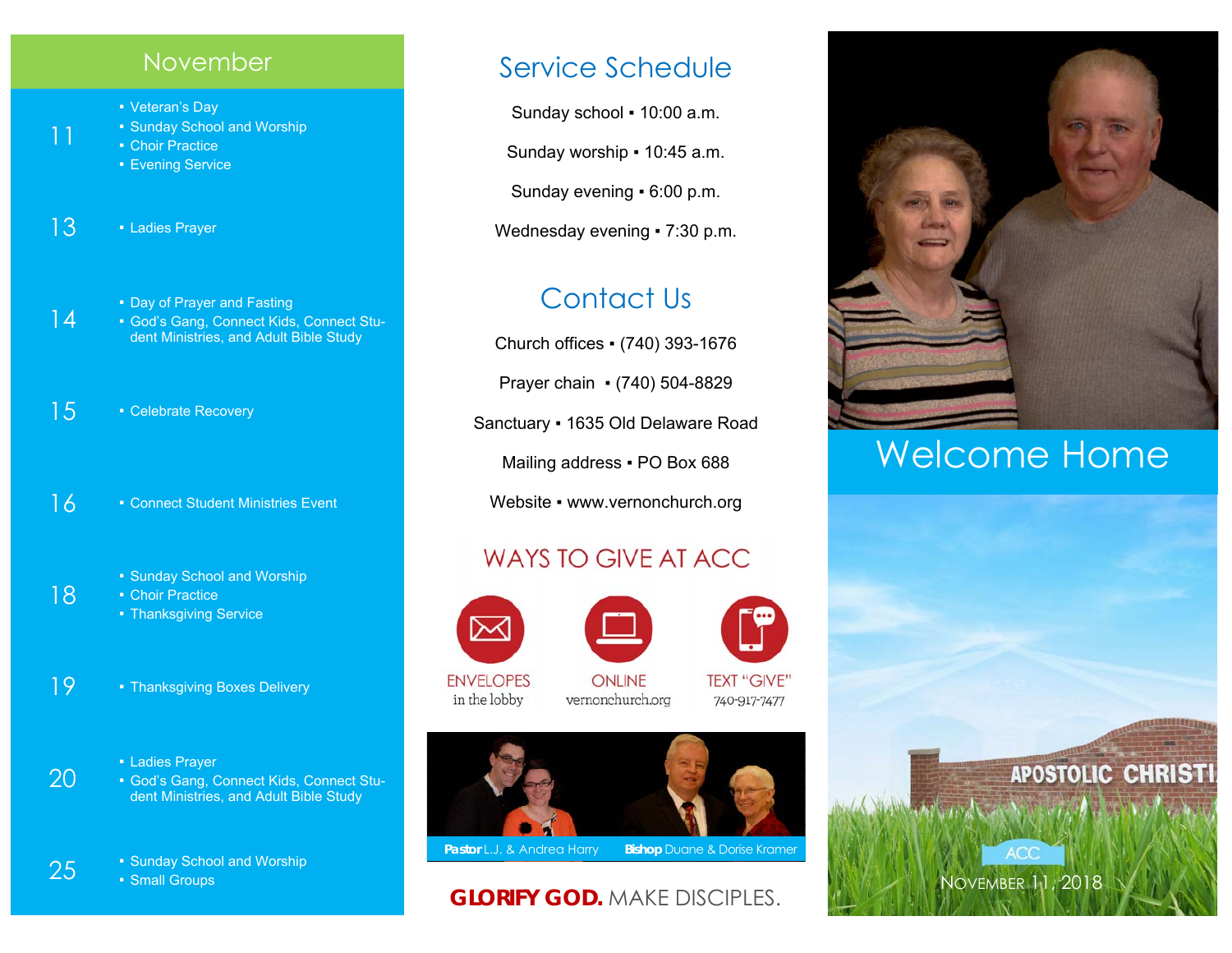## November

**11**
- Veteran's Day
- Sunday School and Worship
- Choir Practice
- Evening Service

**13**
- Ladies Prayer

**14**
- Day of Prayer and Fasting
- God's Gang, Connect Kids, Connect Student Ministries, and Adult Bible Study

**15**
- Celebrate Recovery

**16**
- Connect Student Ministries Event

**18**
- Sunday School and Worship
- Choir Practice
- Thanksgiving Service

**19**
- Thanksgiving Boxes Delivery

**20**
- Ladies Prayer
- God's Gang, Connect Kids, Connect Student Ministries, and Adult Bible Study

**25**
- Sunday School and Worship
- Small Groups

## Service Schedule

Sunday school ▪ 10:00 a.m.

Sunday worship ▪ 10:45 a.m.

Sunday evening ▪ 6:00 p.m.

Wednesday evening ▪ 7:30 p.m.

## Contact Us

Church offices ▪ (740) 393-1676

Prayer chain ▪ (740) 504-8829

Sanctuary ▪ 1635 Old Delaware Road

Mailing address ▪ PO Box 688

Website ▪ www.vernonchurch.org

## WAYS TO GIVE AT ACC

ENVELOPES in the lobby

ONLINE vernonchurch.org

TEXT "GIVE" 740-917-7477

**Pastor** L.J. & Andrea Harry **Bishop** Duane & Dorise Kramer

**GLORIFY GOD.** MAKE DISCIPLES.

# Welcome Home

APOSTOLIC CHRISTI

ACC

NOVEMBER 11, 2018